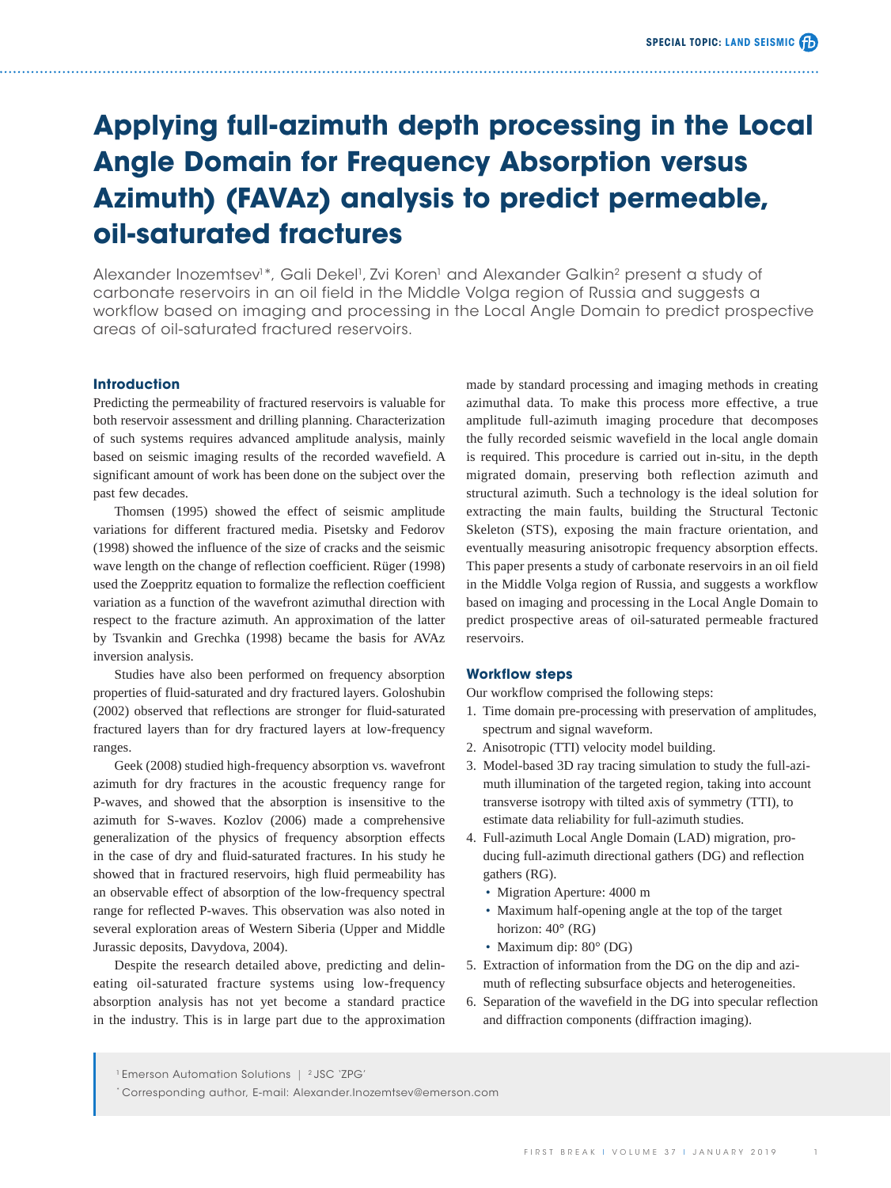# Applying full-azimuth depth processing in the Local Angle Domain for Frequency Absorption versus Azimuth) (FAVAz) analysis to predict permeable, oil-saturated fractures

Alexander Inozemtsev[1]*, Gali Dekel[1], Zvi Koren[1] and Alexander Galkin[2] present a study of carbonate reservoirs in an oil field in the Middle Volga region of Russia and suggests a workflow based on imaging and processing in the Local Angle Domain to predict prospective areas of oil-saturated fractured reservoirs.

## Introduction

Predicting the permeability of fractured reservoirs is valuable for both reservoir assessment and drilling planning. Characterization of such systems requires advanced amplitude analysis, mainly based on seismic imaging results of the recorded wavefield. A significant amount of work has been done on the subject over the past few decades.

Thomsen (1995) showed the effect of seismic amplitude variations for different fractured media. Pisetsky and Fedorov (1998) showed the influence of the size of cracks and the seismic wave length on the change of reflection coefficient. Rüger (1998) used the Zoeppritz equation to formalize the reflection coefficient variation as a function of the wavefront azimuthal direction with respect to the fracture azimuth. An approximation of the latter by Tsvankin and Grechka (1998) became the basis for AVAz inversion analysis.

Studies have also been performed on frequency absorption properties of fluid-saturated and dry fractured layers. Goloshubin (2002) observed that reflections are stronger for fluid-saturated fractured layers than for dry fractured layers at low-frequency ranges.

Geek (2008) studied high-frequency absorption vs. wavefront azimuth for dry fractures in the acoustic frequency range for P-waves, and showed that the absorption is insensitive to the azimuth for S-waves. Kozlov (2006) made a comprehensive generalization of the physics of frequency absorption effects in the case of dry and fluid-saturated fractures. In his study he showed that in fractured reservoirs, high fluid permeability has an observable effect of absorption of the low-frequency spectral range for reflected P-waves. This observation was also noted in several exploration areas of Western Siberia (Upper and Middle Jurassic deposits, Davydova, 2004).

Despite the research detailed above, predicting and delineating oil-saturated fracture systems using low-frequency absorption analysis has not yet become a standard practice in the industry. This is in large part due to the approximation made by standard processing and imaging methods in creating azimuthal data. To make this process more effective, a true amplitude full-azimuth imaging procedure that decomposes the fully recorded seismic wavefield in the local angle domain is required. This procedure is carried out in-situ, in the depth migrated domain, preserving both reflection azimuth and structural azimuth. Such a technology is the ideal solution for extracting the main faults, building the Structural Tectonic Skeleton (STS), exposing the main fracture orientation, and eventually measuring anisotropic frequency absorption effects. This paper presents a study of carbonate reservoirs in an oil field in the Middle Volga region of Russia, and suggests a workflow based on imaging and processing in the Local Angle Domain to predict prospective areas of oil-saturated permeable fractured reservoirs.

## Workflow steps

Our workflow comprised the following steps:

1. Time domain pre-processing with preservation of amplitudes, spectrum and signal waveform.
2. Anisotropic (TTI) velocity model building.
3. Model-based 3D ray tracing simulation to study the full-azimuth illumination of the targeted region, taking into account transverse isotropy with tilted axis of symmetry (TTI), to estimate data reliability for full-azimuth studies.
4. Full-azimuth Local Angle Domain (LAD) migration, producing full-azimuth directional gathers (DG) and reflection gathers (RG).
   - Migration Aperture: 4000 m
   - Maximum half-opening angle at the top of the target horizon: 40° (RG)
   - Maximum dip: 80° (DG)
5. Extraction of information from the DG on the dip and azimuth of reflecting subsurface objects and heterogeneities.
6. Separation of the wavefield in the DG into specular reflection and diffraction components (diffraction imaging).

[1] Emerson Automation Solutions | [2] JSC 'ZPG'

* Corresponding author, E-mail: Alexander.Inozemtsev@emerson.com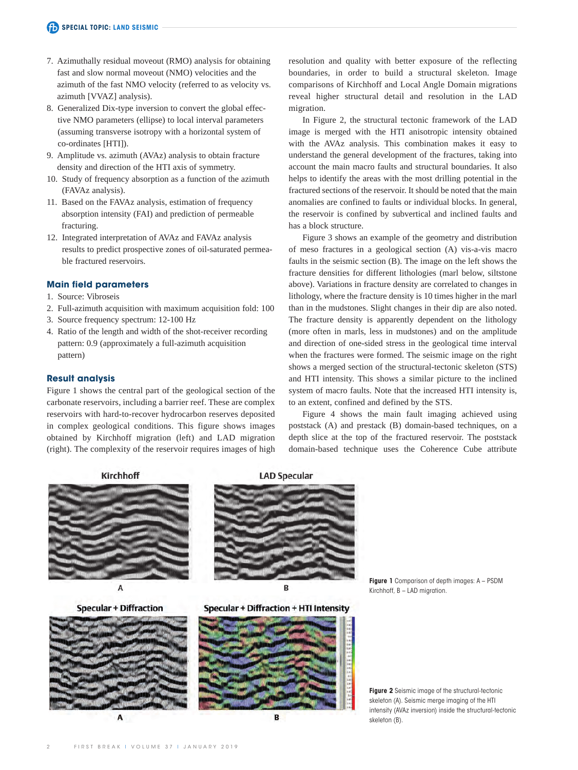7. Azimuthally residual moveout (RMO) analysis for obtaining fast and slow normal moveout (NMO) velocities and the azimuth of the fast NMO velocity (referred to as velocity vs. azimuth [VVAZ] analysis).
8. Generalized Dix-type inversion to convert the global effective NMO parameters (ellipse) to local interval parameters (assuming transverse isotropy with a horizontal system of co-ordinates [HTI]).
9. Amplitude vs. azimuth (AVAz) analysis to obtain fracture density and direction of the HTI axis of symmetry.
10. Study of frequency absorption as a function of the azimuth (FAVAz analysis).
11. Based on the FAVAz analysis, estimation of frequency absorption intensity (FAI) and prediction of permeable fracturing.
12. Integrated interpretation of AVAz and FAVAz analysis results to predict prospective zones of oil-saturated permeable fractured reservoirs.

## Main field parameters

1. Source: Vibroseis
2. Full-azimuth acquisition with maximum acquisition fold: 100
3. Source frequency spectrum: 12-100 Hz
4. Ratio of the length and width of the shot-receiver recording pattern: 0.9 (approximately a full-azimuth acquisition pattern)

## Result analysis

Figure 1 shows the central part of the geological section of the carbonate reservoirs, including a barrier reef. These are complex reservoirs with hard-to-recover hydrocarbon reserves deposited in complex geological conditions. This figure shows images obtained by Kirchhoff migration (left) and LAD migration (right). The complexity of the reservoir requires images of high resolution and quality with better exposure of the reflecting boundaries, in order to build a structural skeleton. Image comparisons of Kirchhoff and Local Angle Domain migrations reveal higher structural detail and resolution in the LAD migration.

In Figure 2, the structural tectonic framework of the LAD image is merged with the HTI anisotropic intensity obtained with the AVAz analysis. This combination makes it easy to understand the general development of the fractures, taking into account the main macro faults and structural boundaries. It also helps to identify the areas with the most drilling potential in the fractured sections of the reservoir. It should be noted that the main anomalies are confined to faults or individual blocks. In general, the reservoir is confined by subvertical and inclined faults and has a block structure.

Figure 3 shows an example of the geometry and distribution of meso fractures in a geological section (A) vis-a-vis macro faults in the seismic section (B). The image on the left shows the fracture densities for different lithologies (marl below, siltstone above). Variations in fracture density are correlated to changes in lithology, where the fracture density is 10 times higher in the marl than in the mudstones. Slight changes in their dip are also noted. The fracture density is apparently dependent on the lithology (more often in marls, less in mudstones) and on the amplitude and direction of one-sided stress in the geological time interval when the fractures were formed. The seismic image on the right shows a merged section of the structural-tectonic skeleton (STS) and HTI intensity. This shows a similar picture to the inclined system of macro faults. Note that the increased HTI intensity is, to an extent, confined and defined by the STS.

Figure 4 shows the main fault imaging achieved using poststack (A) and prestack (B) domain-based techniques, on a depth slice at the top of the fractured reservoir. The poststack domain-based technique uses the Coherence Cube attribute

Kirchhoff

A

LAD Specular

B

**Figure 1** Comparison of depth images: A – PSDM Kirchhoff, B – LAD migration.

Specular + Diffraction

A

Specular + Diffraction + HTI Intensity

B

**Figure 2** Seismic image of the structural-tectonic skeleton (A). Seismic merge imaging of the HTI intensity (AVAz inversion) inside the structural-tectonic skeleton (B).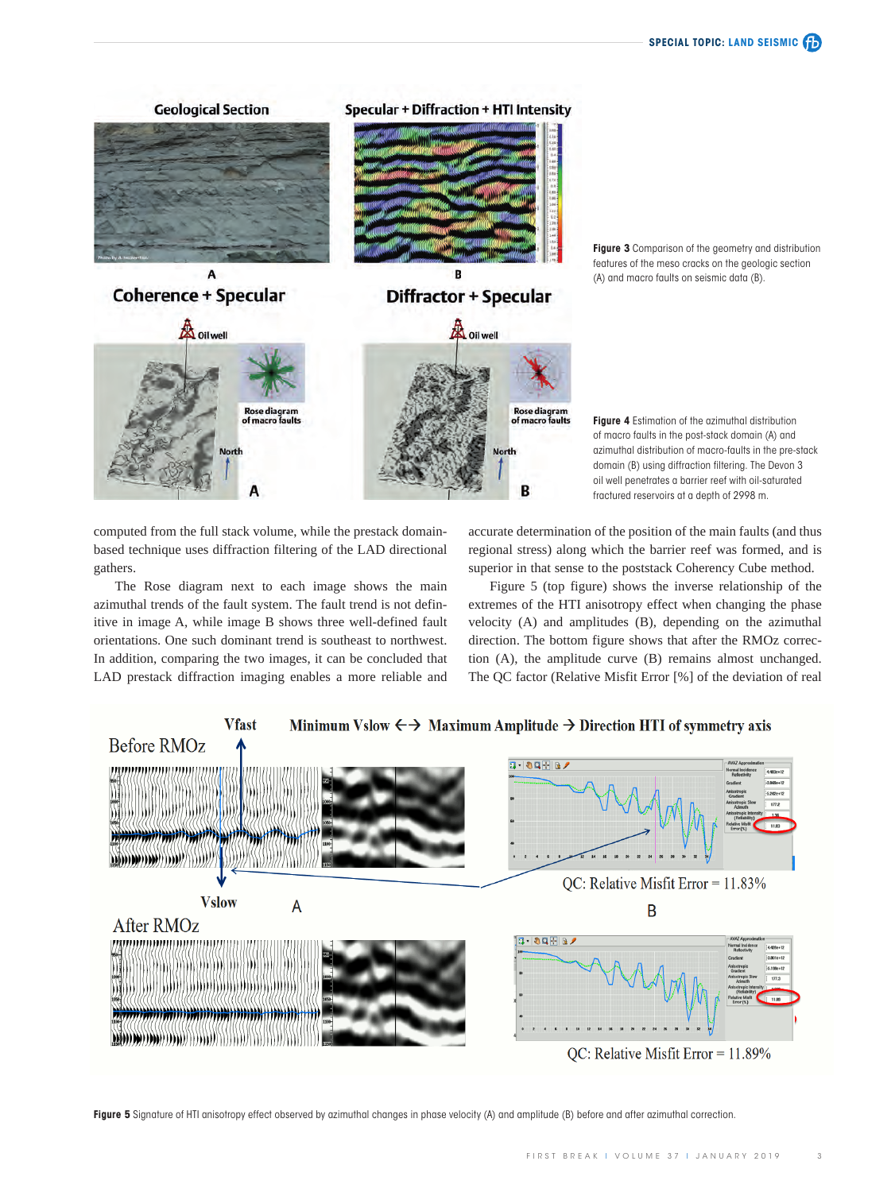Geological Section

Specular + Diffraction + HTI Intensity

A

B

**Figure 3** Comparison of the geometry and distribution features of the meso cracks on the geologic section (A) and macro faults on seismic data (B).

Coherence + Specular

Diffractor + Specular

Oil well

Rose diagram of macro faults

North

A

B

**Figure 4** Estimation of the azimuthal distribution of macro faults in the post-stack domain (A) and azimuthal distribution of macro-faults in the pre-stack domain (B) using diffraction filtering. The Devon 3 oil well penetrates a barrier reef with oil-saturated fractured reservoirs at a depth of 2998 m.

computed from the full stack volume, while the prestack domain-based technique uses diffraction filtering of the LAD directional gathers.

The Rose diagram next to each image shows the main azimuthal trends of the fault system. The fault trend is not definitive in image A, while image B shows three well-defined fault orientations. One such dominant trend is southeast to northwest. In addition, comparing the two images, it can be concluded that LAD prestack diffraction imaging enables a more reliable and accurate determination of the position of the main faults (and thus regional stress) along which the barrier reef was formed, and is superior in that sense to the poststack Coherency Cube method.

Figure 5 (top figure) shows the inverse relationship of the extremes of the HTI anisotropy effect when changing the phase velocity (A) and amplitudes (B), depending on the azimuthal direction. The bottom figure shows that after the RMOz correction (A), the amplitude curve (B) remains almost unchanged. The QC factor (Relative Misfit Error [%] of the deviation of real

Vfast

Minimum Vslow ←→ Maximum Amplitude → Direction HTI of symmetry axis

Before RMOz

Vslow

A

QC: Relative Misfit Error = 11.83%

B

After RMOz

QC: Relative Misfit Error = 11.89%

**Figure 5** Signature of HTI anisotropy effect observed by azimuthal changes in phase velocity (A) and amplitude (B) before and after azimuthal correction.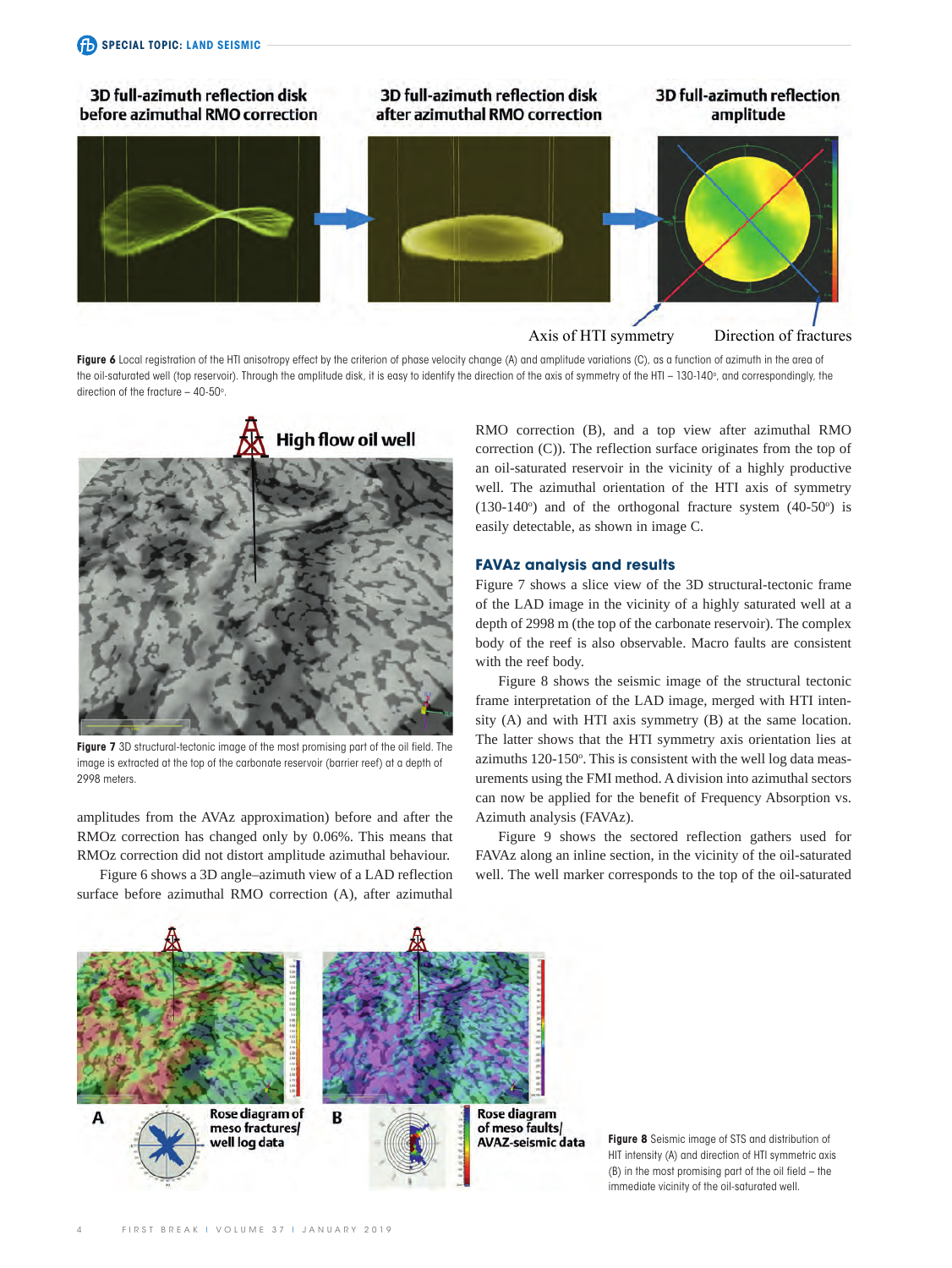3D full-azimuth reflection disk before azimuthal RMO correction

3D full-azimuth reflection disk after azimuthal RMO correction

3D full-azimuth reflection amplitude

Axis of HTI symmetry

Direction of fractures

**Figure 6** Local registration of the HTI anisotropy effect by the criterion of phase velocity change (A) and amplitude variations (C), as a function of azimuth in the area of the oil-saturated well (top reservoir). Through the amplitude disk, it is easy to identify the direction of the axis of symmetry of the HTI – 130-140°, and correspondingly, the direction of the fracture – 40-50°.

High flow oil well

**Figure 7** 3D structural-tectonic image of the most promising part of the oil field. The image is extracted at the top of the carbonate reservoir (barrier reef) at a depth of 2998 meters.

amplitudes from the AVAz approximation) before and after the RMOz correction has changed only by 0.06%. This means that RMOz correction did not distort amplitude azimuthal behaviour.

Figure 6 shows a 3D angle–azimuth view of a LAD reflection surface before azimuthal RMO correction (A), after azimuthal RMO correction (B), and a top view after azimuthal RMO correction (C)). The reflection surface originates from the top of an oil-saturated reservoir in the vicinity of a highly productive well. The azimuthal orientation of the HTI axis of symmetry (130-140°) and of the orthogonal fracture system (40-50°) is easily detectable, as shown in image C.

## FAVAz analysis and results

Figure 7 shows a slice view of the 3D structural-tectonic frame of the LAD image in the vicinity of a highly saturated well at a depth of 2998 m (the top of the carbonate reservoir). The complex body of the reef is also observable. Macro faults are consistent with the reef body.

Figure 8 shows the seismic image of the structural tectonic frame interpretation of the LAD image, merged with HTI intensity (A) and with HTI axis symmetry (B) at the same location. The latter shows that the HTI symmetry axis orientation lies at azimuths 120-150°. This is consistent with the well log data measurements using the FMI method. A division into azimuthal sectors can now be applied for the benefit of Frequency Absorption vs. Azimuth analysis (FAVAz).

Figure 9 shows the sectored reflection gathers used for FAVAz along an inline section, in the vicinity of the oil-saturated well. The well marker corresponds to the top of the oil-saturated

A

Rose diagram of meso fractures/ well log data

B

Rose diagram of meso faults/ AVAZ-seismic data

**Figure 8** Seismic image of STS and distribution of HIT intensity (A) and direction of HTI symmetric axis (B) in the most promising part of the oil field – the immediate vicinity of the oil-saturated well.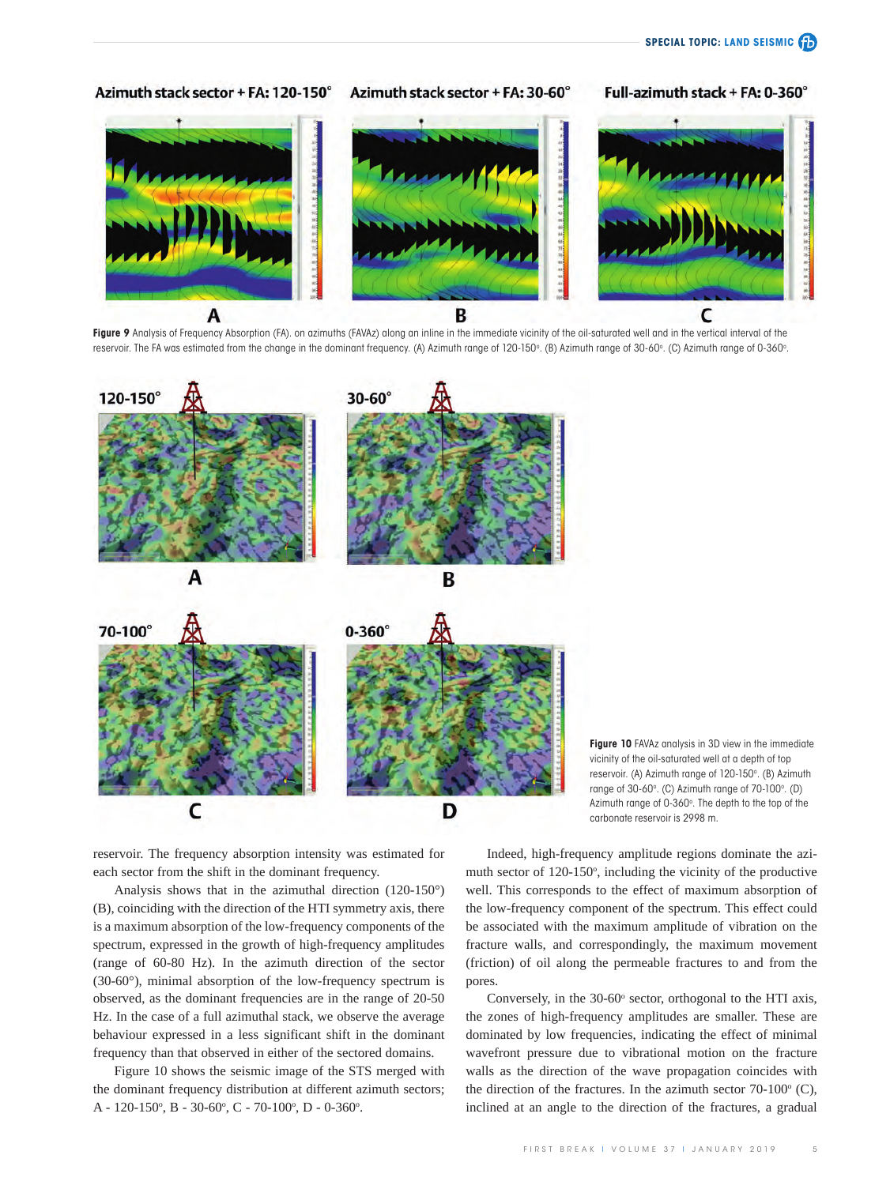Azimuth stack sector + FA: 120-150°

Azimuth stack sector + FA: 30-60°

Full-azimuth stack + FA: 0-360°

A

B

C

**Figure 9** Analysis of Frequency Absorption (FA). on azimuths (FAVAz) along an inline in the immediate vicinity of the oil-saturated well and in the vertical interval of the reservoir. The FA was estimated from the change in the dominant frequency. (A) Azimuth range of 120-150°. (B) Azimuth range of 30-60°. (C) Azimuth range of 0-360°.

120-150°

30-60°

A

B

70-100°

0-360°

C

D

**Figure 10** FAVAz analysis in 3D view in the immediate vicinity of the oil-saturated well at a depth of top reservoir. (A) Azimuth range of 120-150°. (B) Azimuth range of 30-60°. (C) Azimuth range of 70-100°. (D) Azimuth range of 0-360°. The depth to the top of the carbonate reservoir is 2998 m.

reservoir. The frequency absorption intensity was estimated for each sector from the shift in the dominant frequency.

Analysis shows that in the azimuthal direction (120-150°) (B), coinciding with the direction of the HTI symmetry axis, there is a maximum absorption of the low-frequency components of the spectrum, expressed in the growth of high-frequency amplitudes (range of 60-80 Hz). In the azimuth direction of the sector (30-60°), minimal absorption of the low-frequency spectrum is observed, as the dominant frequencies are in the range of 20-50 Hz. In the case of a full azimuthal stack, we observe the average behaviour expressed in a less significant shift in the dominant frequency than that observed in either of the sectored domains.

Figure 10 shows the seismic image of the STS merged with the dominant frequency distribution at different azimuth sectors; A - 120-150°, B - 30-60°, C - 70-100°, D - 0-360°.

Indeed, high-frequency amplitude regions dominate the azimuth sector of 120-150°, including the vicinity of the productive well. This corresponds to the effect of maximum absorption of the low-frequency component of the spectrum. This effect could be associated with the maximum amplitude of vibration on the fracture walls, and correspondingly, the maximum movement (friction) of oil along the permeable fractures to and from the pores.

Conversely, in the 30-60° sector, orthogonal to the HTI axis, the zones of high-frequency amplitudes are smaller. These are dominated by low frequencies, indicating the effect of minimal wavefront pressure due to vibrational motion on the fracture walls as the direction of the wave propagation coincides with the direction of the fractures. In the azimuth sector 70-100° (C), inclined at an angle to the direction of the fractures, a gradual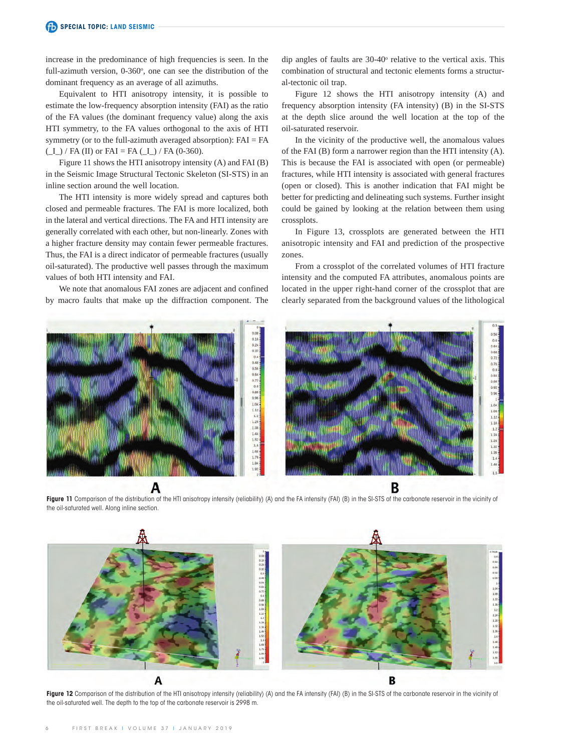increase in the predominance of high frequencies is seen. In the full-azimuth version, 0-360°, one can see the distribution of the dominant frequency as an average of all azimuths.

Equivalent to HTI anisotropy intensity, it is possible to estimate the low-frequency absorption intensity (FAI) as the ratio of the FA values (the dominant frequency value) along the axis HTI symmetry, to the FA values orthogonal to the axis of HTI symmetry (or to the full-azimuth averaged absorption): FAI = FA (_I_) / FA (II) or FAI = FA (_I_) / FA (0-360).

Figure 11 shows the HTI anisotropy intensity (A) and FAI (B) in the Seismic Image Structural Tectonic Skeleton (SI-STS) in an inline section around the well location.

The HTI intensity is more widely spread and captures both closed and permeable fractures. The FAI is more localized, both in the lateral and vertical directions. The FA and HTI intensity are generally correlated with each other, but non-linearly. Zones with a higher fracture density may contain fewer permeable fractures. Thus, the FAI is a direct indicator of permeable fractures (usually oil-saturated). The productive well passes through the maximum values of both HTI intensity and FAI.

We note that anomalous FAI zones are adjacent and confined by macro faults that make up the diffraction component. The dip angles of faults are 30-40° relative to the vertical axis. This combination of structural and tectonic elements forms a structural-tectonic oil trap.

Figure 12 shows the HTI anisotropy intensity (A) and frequency absorption intensity (FA intensity) (B) in the SI-STS at the depth slice around the well location at the top of the oil-saturated reservoir.

In the vicinity of the productive well, the anomalous values of the FAI (B) form a narrower region than the HTI intensity (A). This is because the FAI is associated with open (or permeable) fractures, while HTI intensity is associated with general fractures (open or closed). This is another indication that FAI might be better for predicting and delineating such systems. Further insight could be gained by looking at the relation between them using crossplots.

In Figure 13, crossplots are generated between the HTI anisotropic intensity and FAI and prediction of the prospective zones.

From a crossplot of the correlated volumes of HTI fracture intensity and the computed FA attributes, anomalous points are located in the upper right-hand corner of the crossplot that are clearly separated from the background values of the lithological

**Figure 11** Comparison of the distribution of the HTI anisotropy intensity (reliability) (A) and the FA intensity (FAI) (B) in the SI-STS of the carbonate reservoir in the vicinity of the oil-saturated well. Along inline section.

**Figure 12** Comparison of the distribution of the HTI anisotropy intensity (reliability) (A) and the FA intensity (FAI) (B) in the SI-STS of the carbonate reservoir in the vicinity of the oil-saturated well. The depth to the top of the carbonate reservoir is 2998 m.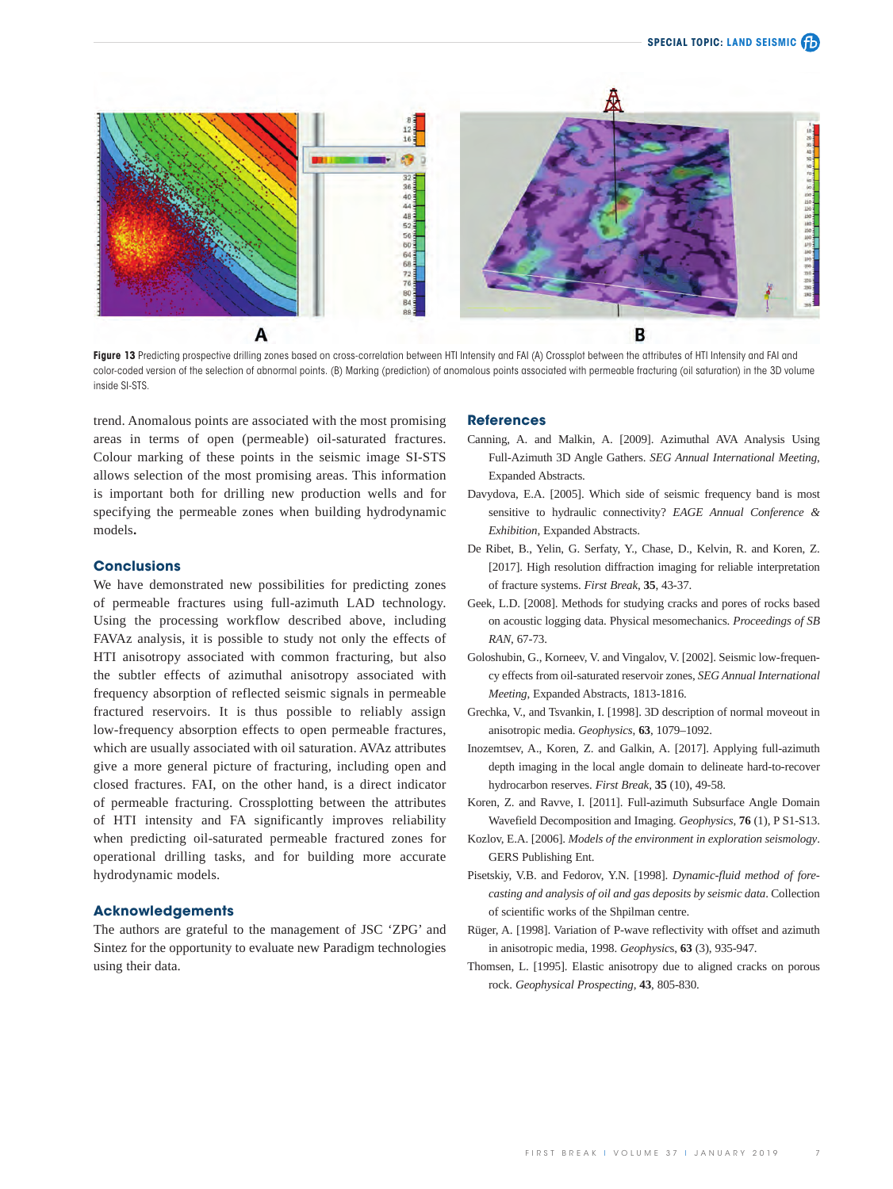A

B

Figure 13 Predicting prospective drilling zones based on cross-correlation between HTI Intensity and FAI (A) Crossplot between the attributes of HTI Intensity and FAI and color-coded version of the selection of abnormal points. (B) Marking (prediction) of anomalous points associated with permeable fracturing (oil saturation) in the 3D volume inside SI-STS.

trend. Anomalous points are associated with the most promising areas in terms of open (permeable) oil-saturated fractures. Colour marking of these points in the seismic image SI-STS allows selection of the most promising areas. This information is important both for drilling new production wells and for specifying the permeable zones when building hydrodynamic models.

## Conclusions

We have demonstrated new possibilities for predicting zones of permeable fractures using full-azimuth LAD technology. Using the processing workflow described above, including FAVAz analysis, it is possible to study not only the effects of HTI anisotropy associated with common fracturing, but also the subtler effects of azimuthal anisotropy associated with frequency absorption of reflected seismic signals in permeable fractured reservoirs. It is thus possible to reliably assign low-frequency absorption effects to open permeable fractures, which are usually associated with oil saturation. AVAz attributes give a more general picture of fracturing, including open and closed fractures. FAI, on the other hand, is a direct indicator of permeable fracturing. Crossplotting between the attributes of HTI intensity and FA significantly improves reliability when predicting oil-saturated permeable fractured zones for operational drilling tasks, and for building more accurate hydrodynamic models.

## Acknowledgements

The authors are grateful to the management of JSC 'ZPG' and Sintez for the opportunity to evaluate new Paradigm technologies using their data.

## References

Canning, A. and Malkin, A. [2009]. Azimuthal AVA Analysis Using Full-Azimuth 3D Angle Gathers. *SEG Annual International Meeting*, Expanded Abstracts.

Davydova, E.A. [2005]. Which side of seismic frequency band is most sensitive to hydraulic connectivity? *EAGE Annual Conference & Exhibition*, Expanded Abstracts.

De Ribet, B., Yelin, G. Serfaty, Y., Chase, D., Kelvin, R. and Koren, Z. [2017]. High resolution diffraction imaging for reliable interpretation of fracture systems. *First Break*, **35**, 43-37.

Geek, L.D. [2008]. Methods for studying cracks and pores of rocks based on acoustic logging data. Physical mesomechanics. *Proceedings of SB RAN*, 67-73.

Goloshubin, G., Korneev, V. and Vingalov, V. [2002]. Seismic low-frequency effects from oil-saturated reservoir zones, *SEG Annual International Meeting*, Expanded Abstracts, 1813-1816.

Grechka, V., and Tsvankin, I. [1998]. 3D description of normal moveout in anisotropic media. *Geophysics*, **63**, 1079–1092.

Inozemtsev, A., Koren, Z. and Galkin, A. [2017]. Applying full-azimuth depth imaging in the local angle domain to delineate hard-to-recover hydrocarbon reserves. *First Break*, **35** (10), 49-58.

Koren, Z. and Ravve, I. [2011]. Full-azimuth Subsurface Angle Domain Wavefield Decomposition and Imaging. *Geophysics*, **76** (1), P S1-S13.

Kozlov, E.A. [2006]. *Models of the environment in exploration seismology*. GERS Publishing Ent.

Pisetskiy, V.B. and Fedorov, Y.N. [1998]. *Dynamic-fluid method of forecasting and analysis of oil and gas deposits by seismic data*. Collection of scientific works of the Shpilman centre.

Rüger, A. [1998]. Variation of P-wave reflectivity with offset and azimuth in anisotropic media, 1998. *Geophysics*, **63** (3), 935-947.

Thomsen, L. [1995]. Elastic anisotropy due to aligned cracks on porous rock. *Geophysical Prospecting*, **43**, 805-830.